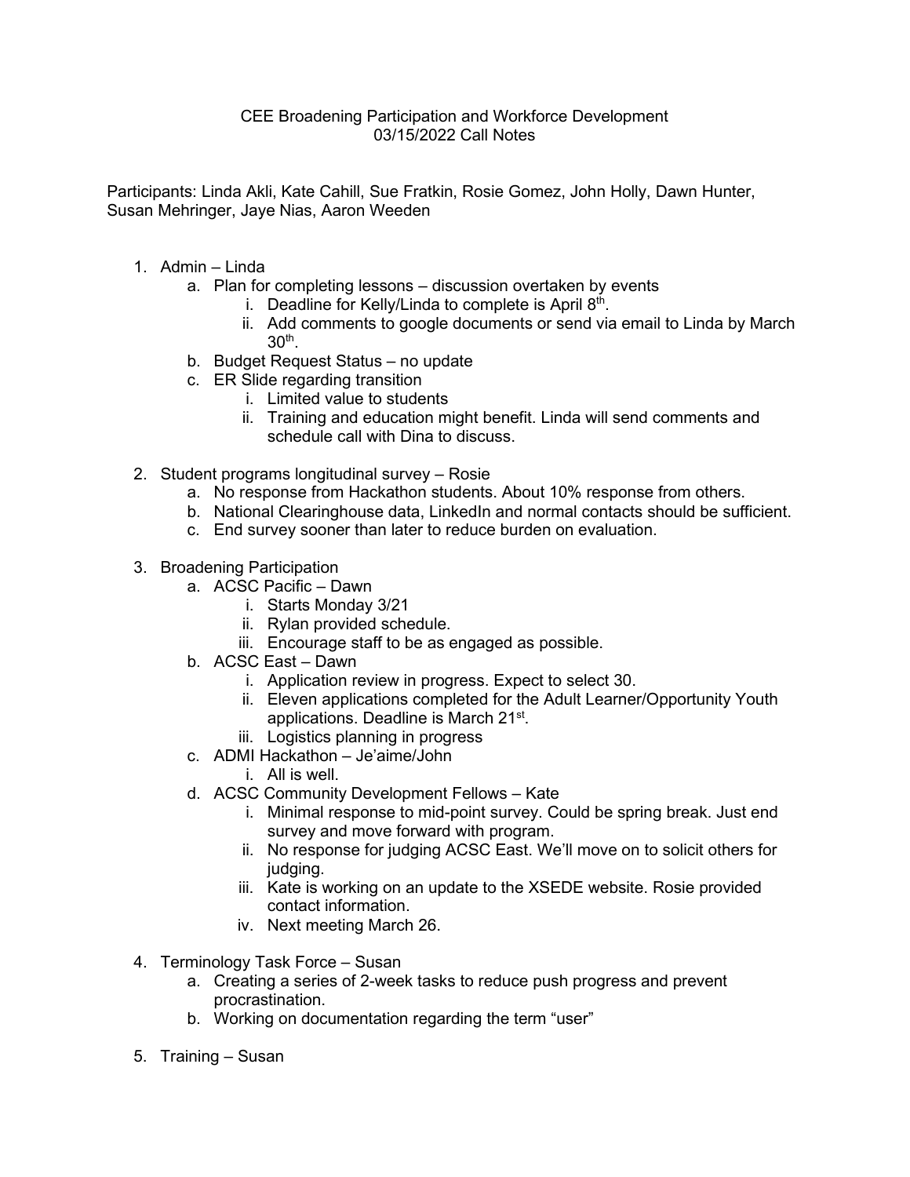CEE Broadening Participation and Workforce Development
03/15/2022 Call Notes

Participants: Linda Akli, Kate Cahill, Sue Fratkin, Rosie Gomez, John Holly, Dawn Hunter, Susan Mehringer, Jaye Nias, Aaron Weeden

1. Admin – Linda
    a. Plan for completing lessons – discussion overtaken by events
        i. Deadline for Kelly/Linda to complete is April 8th.
        ii. Add comments to google documents or send via email to Linda by March 30th.
    b. Budget Request Status – no update
    c. ER Slide regarding transition
        i. Limited value to students
        ii. Training and education might benefit. Linda will send comments and schedule call with Dina to discuss.

2. Student programs longitudinal survey – Rosie
    a. No response from Hackathon students. About 10% response from others.
    b. National Clearinghouse data, LinkedIn and normal contacts should be sufficient.
    c. End survey sooner than later to reduce burden on evaluation.

3. Broadening Participation
    a. ACSC Pacific – Dawn
        i. Starts Monday 3/21
        ii. Rylan provided schedule.
        iii. Encourage staff to be as engaged as possible.
    b. ACSC East – Dawn
        i. Application review in progress. Expect to select 30.
        ii. Eleven applications completed for the Adult Learner/Opportunity Youth applications. Deadline is March 21st.
        iii. Logistics planning in progress
    c. ADMI Hackathon – Je'aime/John
        i. All is well.
    d. ACSC Community Development Fellows – Kate
        i. Minimal response to mid-point survey. Could be spring break. Just end survey and move forward with program.
        ii. No response for judging ACSC East. We'll move on to solicit others for judging.
        iii. Kate is working on an update to the XSEDE website. Rosie provided contact information.
        iv. Next meeting March 26.

4. Terminology Task Force – Susan
    a. Creating a series of 2-week tasks to reduce push progress and prevent procrastination.
    b. Working on documentation regarding the term "user"

5. Training – Susan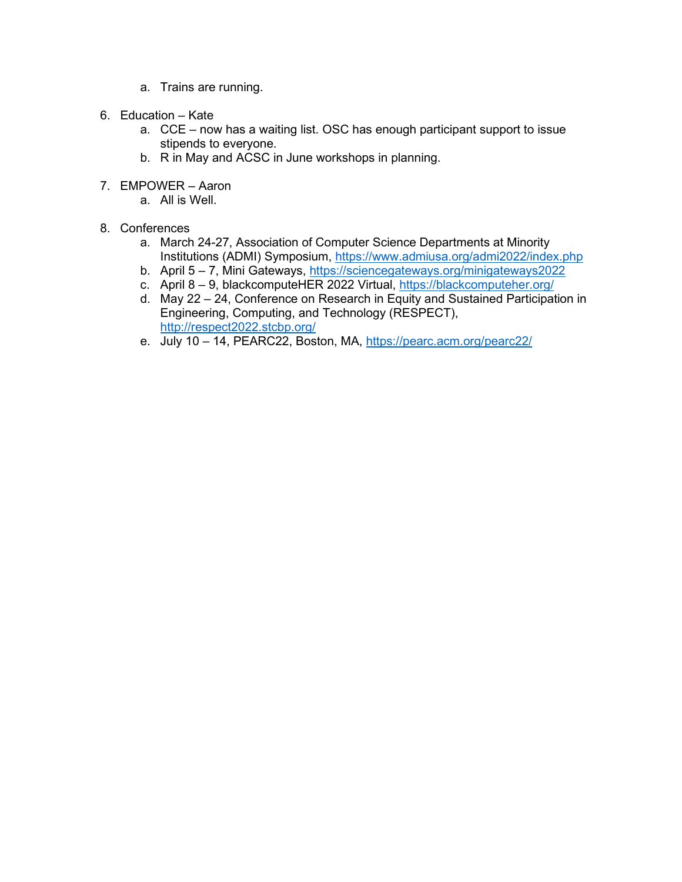a. Trains are running.

6. Education – Kate
   a. CCE – now has a waiting list. OSC has enough participant support to issue stipends to everyone.
   b. R in May and ACSC in June workshops in planning.

7. EMPOWER – Aaron
   a. All is Well.

8. Conferences
   a. March 24-27, Association of Computer Science Departments at Minority Institutions (ADMI) Symposium, https://www.admiusa.org/admi2022/index.php
   b. April 5 – 7, Mini Gateways, https://sciencegateways.org/minigateways2022
   c. April 8 – 9, blackcomputeHER 2022 Virtual, https://blackcomputeher.org/
   d. May 22 – 24, Conference on Research in Equity and Sustained Participation in Engineering, Computing, and Technology (RESPECT), http://respect2022.stcbp.org/
   e. July 10 – 14, PEARC22, Boston, MA, https://pearc.acm.org/pearc22/